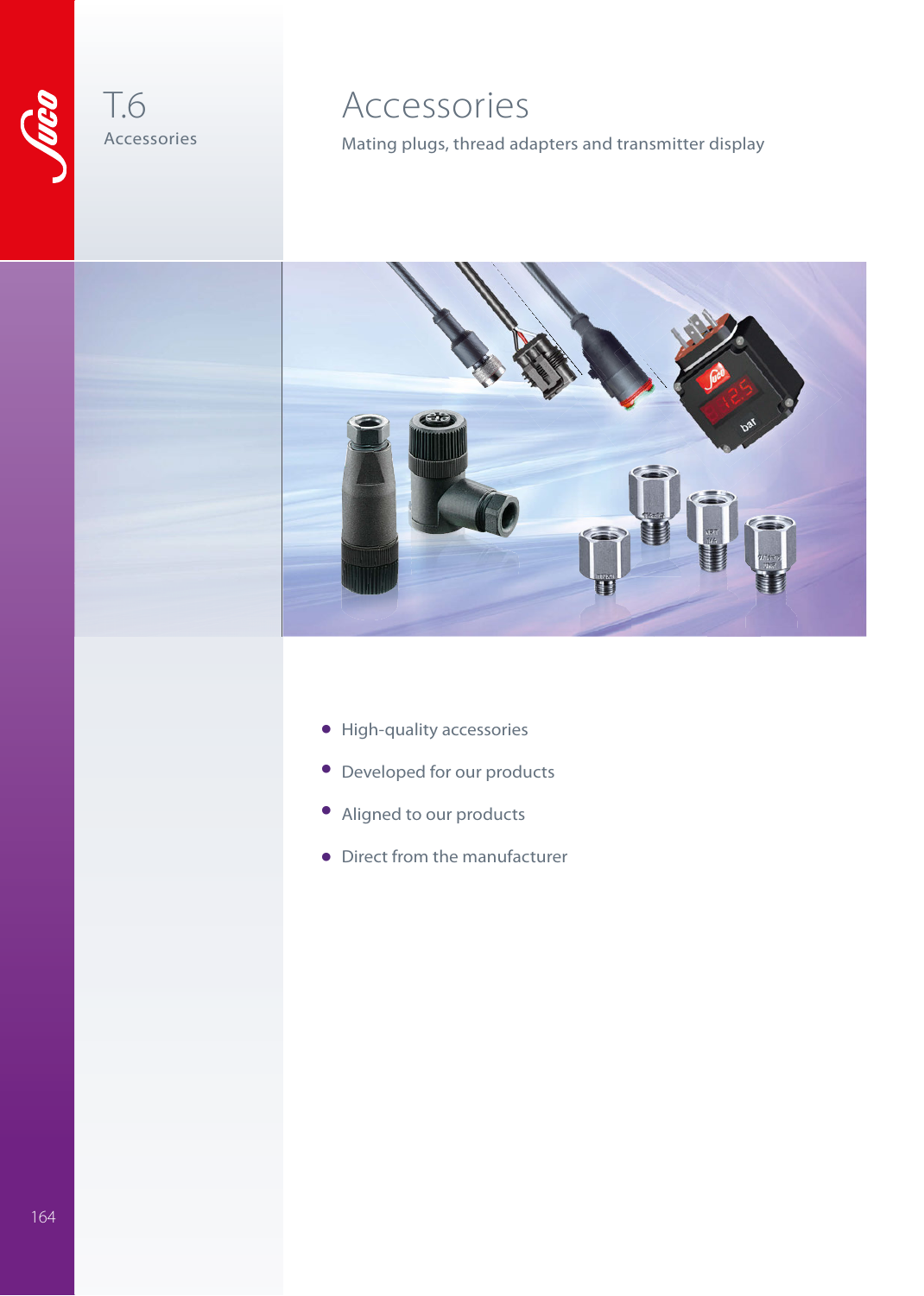T.6

Accessories

# Accessories

Mating plugs, thread adapters and transmitter display

- High-quality accessories
- Developed for our products
- Aligned to our products
- Direct from the manufacturer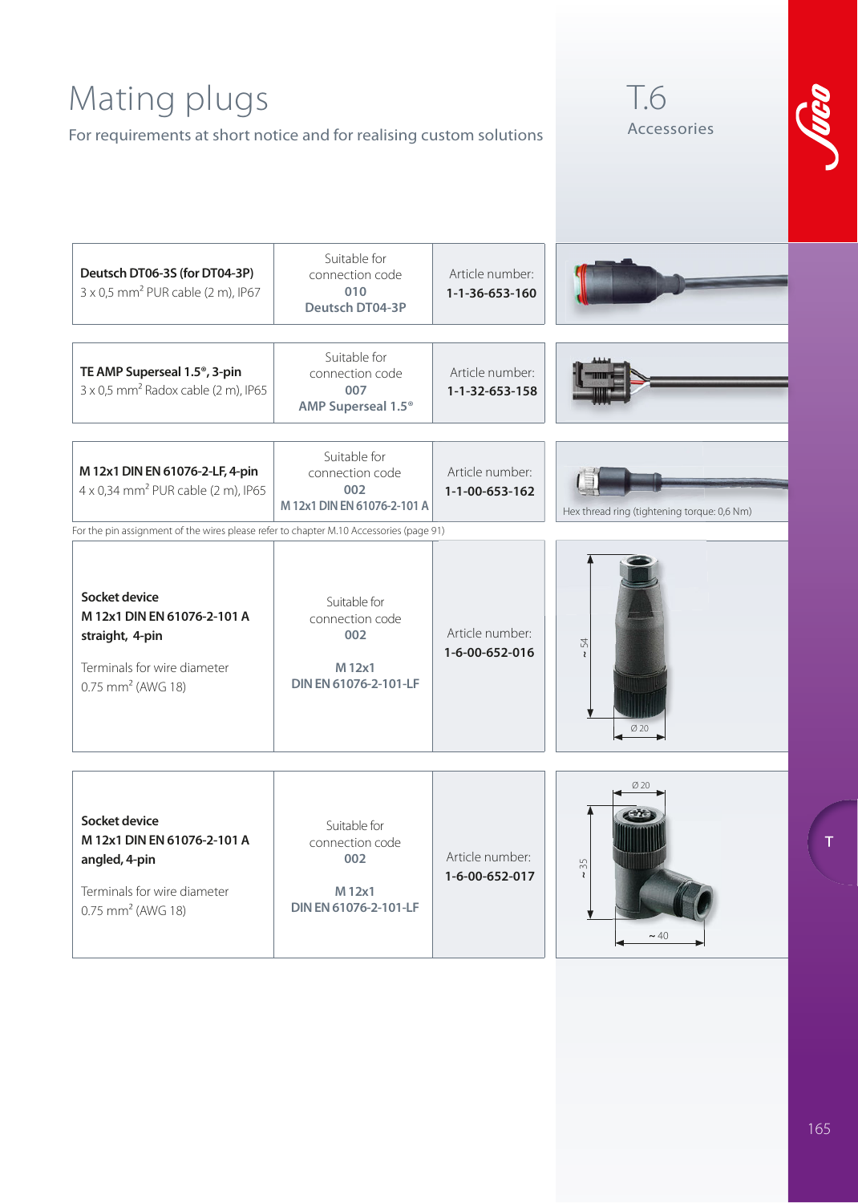# Mating plugs

For requirements at short notice and for realising custom solutions

T.6
Accessories

| Product | Suitable for connection code | Article number | Notes |
|---|---|---|---|
| **Deutsch DT06-3S (for DT04-3P)** 3 x 0,5 mm² PUR cable (2 m), IP67 | Suitable for connection code **010** **Deutsch DT04-3P** | Article number: **1-1-36-653-160** | |
| **TE AMP Superseal 1.5®, 3-pin** 3 x 0,5 mm² Radox cable (2 m), IP65 | Suitable for connection code **007** **AMP Superseal 1.5®** | Article number: **1-1-32-653-158** | |
| **M 12x1 DIN EN 61076-2-LF, 4-pin** 4 x 0,34 mm² PUR cable (2 m), IP65 | Suitable for connection code **002** **M 12x1 DIN EN 61076-2-101 A** | Article number: **1-1-00-653-162** | Hex thread ring (tightening torque: 0,6 Nm) |

For the pin assignment of the wires please refer to chapter M.10 Accessories (page 91)

| Product | Suitable for connection code | Article number | Dimensions |
|---|---|---|---|
| **Socket device M 12x1 DIN EN 61076-2-101 A straight, 4-pin** Terminals for wire diameter 0.75 mm² (AWG 18) | Suitable for connection code **002** **M 12x1 DIN EN 61076-2-101-LF** | Article number: **1-6-00-652-016** | ~ 54, Ø 20 |
| **Socket device M 12x1 DIN EN 61076-2-101 A angled, 4-pin** Terminals for wire diameter 0.75 mm² (AWG 18) | Suitable for connection code **002** **M 12x1 DIN EN 61076-2-101-LF** | Article number: **1-6-00-652-017** | Ø 20, ~ 35, ~ 40 |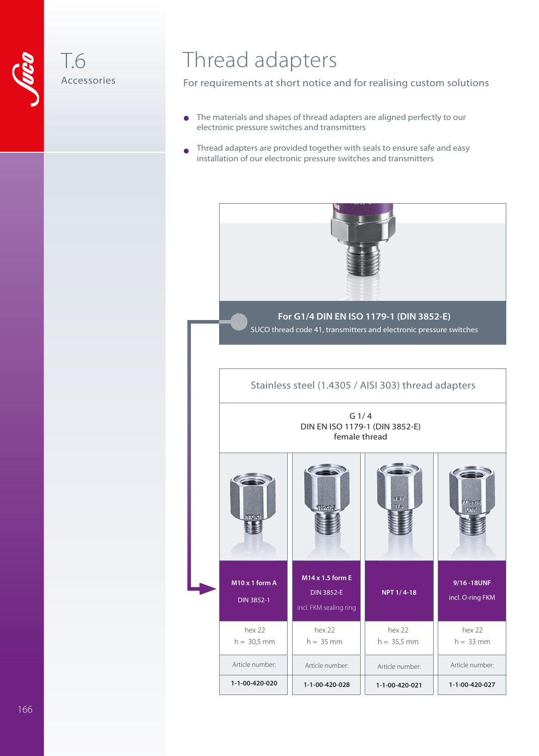T.6

Accessories

# Thread adapters

For requirements at short notice and for realising custom solutions

- The materials and shapes of thread adapters are aligned perfectly to our electronic pressure switches and transmitters
- Thread adapters are provided together with seals to ensure safe and easy installation of our electronic pressure switches and transmitters

**For G1/4 DIN EN ISO 1179-1 (DIN 3852-E)**

SUCO thread code 41, transmitters and electronic pressure switches

| Stainless steel (1.4305 / AISI 303) thread adapters | | | |
|---|---|---|---|
| G 1/4 DIN EN ISO 1179-1 (DIN 3852-E) female thread | | | |
| **M10 x 1 form A** DIN 3852-1 | **M14 x 1.5 form E** DIN 3852-E incl. FKM sealing ring | **NPT 1/4-18** | **9/16 -18UNF** incl. O-ring FKM |
| hex 22 h = 30,5 mm | hex 22 h = 35 mm | hex 22 h = 35,5 mm | hex 22 h = 33 mm |
| Article number: | Article number: | Article number: | Article number: |
| **1-1-00-420-020** | **1-1-00-420-028** | **1-1-00-420-021** | **1-1-00-420-027** |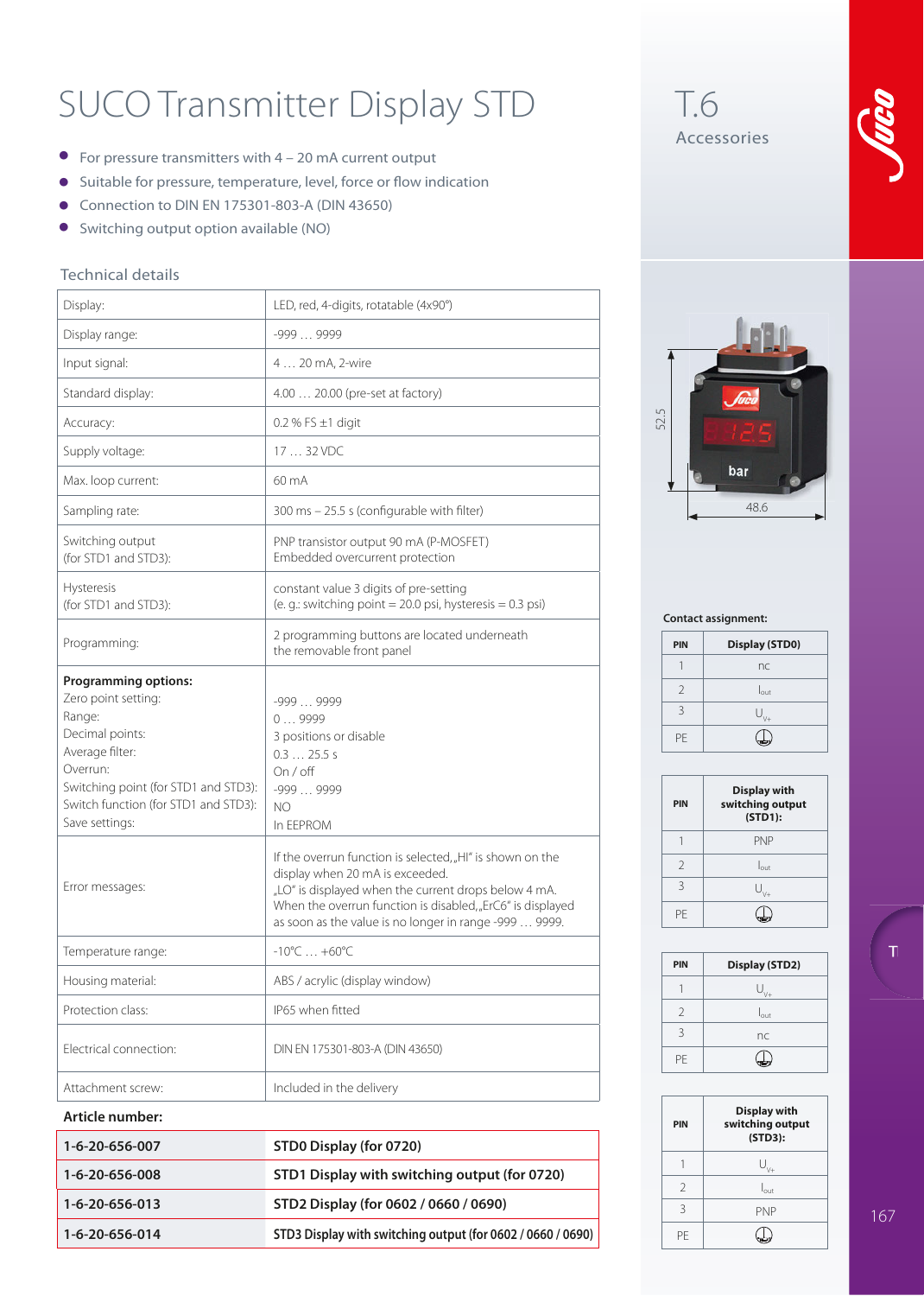# SUCO Transmitter Display STD

T.6
Accessories

- For pressure transmitters with 4 – 20 mA current output
- Suitable for pressure, temperature, level, force or flow indication
- Connection to DIN EN 175301-803-A (DIN 43650)
- Switching output option available (NO)

## Technical details

| | |
|---|---|
| Display: | LED, red, 4-digits, rotatable (4x90°) |
| Display range: | -999 … 9999 |
| Input signal: | 4 … 20 mA, 2-wire |
| Standard display: | 4.00 … 20.00 (pre-set at factory) |
| Accuracy: | 0.2 % FS ±1 digit |
| Supply voltage: | 17 … 32 VDC |
| Max. loop current: | 60 mA |
| Sampling rate: | 300 ms – 25.5 s (configurable with filter) |
| Switching output (for STD1 and STD3): | PNP transistor output 90 mA (P-MOSFET) Embedded overcurrent protection |
| Hysteresis (for STD1 and STD3): | constant value 3 digits of pre-setting (e. g.: switching point = 20.0 psi, hysteresis = 0.3 psi) |
| Programming: | 2 programming buttons are located underneath the removable front panel |
| **Programming options:** | |
| Zero point setting: | -999 … 9999 |
| Range: | 0 … 9999 |
| Decimal points: | 3 positions or disable |
| Average filter: | 0.3 … 25.5 s |
| Overrun: | On / off |
| Switching point (for STD1 and STD3): | -999 … 9999 |
| Switch function (for STD1 and STD3): | NO |
| Save settings: | In EEPROM |
| Error messages: | If the overrun function is selected, „HI" is shown on the display when 20 mA is exceeded. „LO" is displayed when the current drops below 4 mA. When the overrun function is disabled, „ErC6" is displayed as soon as the value is no longer in range -999 … 9999. |
| Temperature range: | -10°C … +60°C |
| Housing material: | ABS / acrylic (display window) |
| Protection class: | IP65 when fitted |
| Electrical connection: | DIN EN 175301-803-A (DIN 43650) |
| Attachment screw: | Included in the delivery |

**Article number:**

| | |
|---|---|
| **1-6-20-656-007** | **STD0 Display (for 0720)** |
| **1-6-20-656-008** | **STD1 Display with switching output (for 0720)** |
| **1-6-20-656-013** | **STD2 Display (for 0602 / 0660 / 0690)** |
| **1-6-20-656-014** | **STD3 Display with switching output (for 0602 / 0660 / 0690)** |

52.5

48.6

**Contact assignment:**

| PIN | Display (STD0) |
|---|---|
| 1 | nc |
| 2 | $I_{out}$ |
| 3 | $U_{V+}$ |
| PE | ⏚ |

| PIN | Display with switching output (STD1): |
|---|---|
| 1 | PNP |
| 2 | $I_{out}$ |
| 3 | $U_{V+}$ |
| PE | ⏚ |

| PIN | Display (STD2) |
|---|---|
| 1 | $U_{V+}$ |
| 2 | $I_{out}$ |
| 3 | nc |
| PE | ⏚ |

| PIN | Display with switching output (STD3): |
|---|---|
| 1 | $U_{V+}$ |
| 2 | $I_{out}$ |
| 3 | PNP |
| PE | ⏚ |